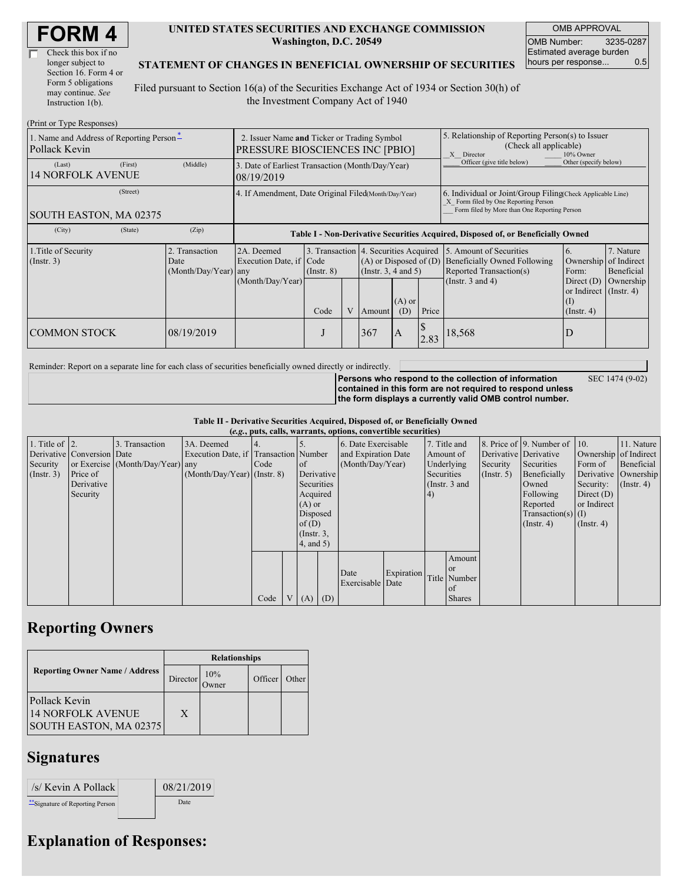# FORM 4

☐ Check this box if no longer subject to Section 16. Form 4 or Form 5 obligations may continue. *See* Instruction 1(b).

**UNITED STATES SECURITIES AND EXCHANGE COMMISSION**
**Washington, D.C. 20549**

**STATEMENT OF CHANGES IN BENEFICIAL OWNERSHIP OF SECURITIES**

Filed pursuant to Section 16(a) of the Securities Exchange Act of 1934 or Section 30(h) of the Investment Company Act of 1940

| OMB APPROVAL | |
|---|---|
| OMB Number: | 3235-0287 |
| Estimated average burden hours per response... | 0.5 |

(Print or Type Responses)

| 1. Name and Address of Reporting Person* | 2. Issuer Name and Ticker or Trading Symbol | 5. Relationship of Reporting Person(s) to Issuer (Check all applicable) |
|---|---|---|
| Pollack Kevin | PRESSURE BIOSCIENCES INC [PBIO] | _X_ Director ___ 10% Owner ___ Officer (give title below) ___ Other (specify below) |
| (Last) (First) (Middle) 14 NORFOLK AVENUE | 3. Date of Earliest Transaction (Month/Day/Year) 08/19/2019 | |
| (Street) SOUTH EASTON, MA 02375 | 4. If Amendment, Date Original Filed (Month/Day/Year) | 6. Individual or Joint/Group Filing (Check Applicable Line) _X_ Form filed by One Reporting Person ___ Form filed by More than One Reporting Person |
| (City) (State) (Zip) | | |

**Table I - Non-Derivative Securities Acquired, Disposed of, or Beneficially Owned**

| 1.Title of Security (Instr. 3) | 2. Transaction Date (Month/Day/Year) | 2A. Deemed Execution Date, if any (Month/Day/Year) | 3. Transaction Code (Instr. 8) | | 4. Securities Acquired (A) or Disposed of (D) (Instr. 3, 4 and 5) | | | 5. Amount of Securities Beneficially Owned Following Reported Transaction(s) (Instr. 3 and 4) | 6. Ownership Form: Direct (D) or Indirect (I) (Instr. 4) | 7. Nature of Indirect Beneficial Ownership (Instr. 4) |
|---|---|---|---|---|---|---|---|---|---|---|
| | | | Code | V | Amount | (A) or (D) | Price | | | |
| COMMON STOCK | 08/19/2019 | | J | | 367 | A | $ 2.83 | 18,568 | D | |

Reminder: Report on a separate line for each class of securities beneficially owned directly or indirectly.

**Persons who respond to the collection of information contained in this form are not required to respond unless the form displays a currently valid OMB control number.** SEC 1474 (9-02)

**Table II - Derivative Securities Acquired, Disposed of, or Beneficially Owned**
**(*e.g.*, puts, calls, warrants, options, convertible securities)**

| 1. Title of Derivative Security (Instr. 3) | 2. Conversion or Exercise Price of Derivative Security | 3. Transaction Date (Month/Day/Year) | 3A. Deemed Execution Date, if any (Month/Day/Year) | 4. Transaction Code (Instr. 8) | | 5. Number of Derivative Securities Acquired (A) or Disposed of (D) (Instr. 3, 4, and 5) | | 6. Date Exercisable and Expiration Date (Month/Day/Year) | | 7. Title and Amount of Underlying Securities (Instr. 3 and 4) | | 8. Price of Derivative Security (Instr. 5) | 9. Number of Derivative Securities Beneficially Owned Following Reported Transaction(s) (Instr. 4) | 10. Ownership Form of Derivative Security: Direct (D) or Indirect (I) (Instr. 4) | 11. Nature of Indirect Beneficial Ownership (Instr. 4) |
|---|---|---|---|---|---|---|---|---|---|---|---|---|---|---|---|
| | | | | Code | V | (A) | (D) | Date Exercisable | Expiration Date | Title | Amount or Number of Shares | | | | |

## Reporting Owners

| Reporting Owner Name / Address | Relationships | | | |
|---|---|---|---|---|
| | Director | 10% Owner | Officer | Other |
| Pollack Kevin 14 NORFOLK AVENUE SOUTH EASTON, MA 02375 | X | | | |

## Signatures

| /s/ Kevin A Pollack | 08/21/2019 |
|---|---|
| **Signature of Reporting Person | Date |

## Explanation of Responses: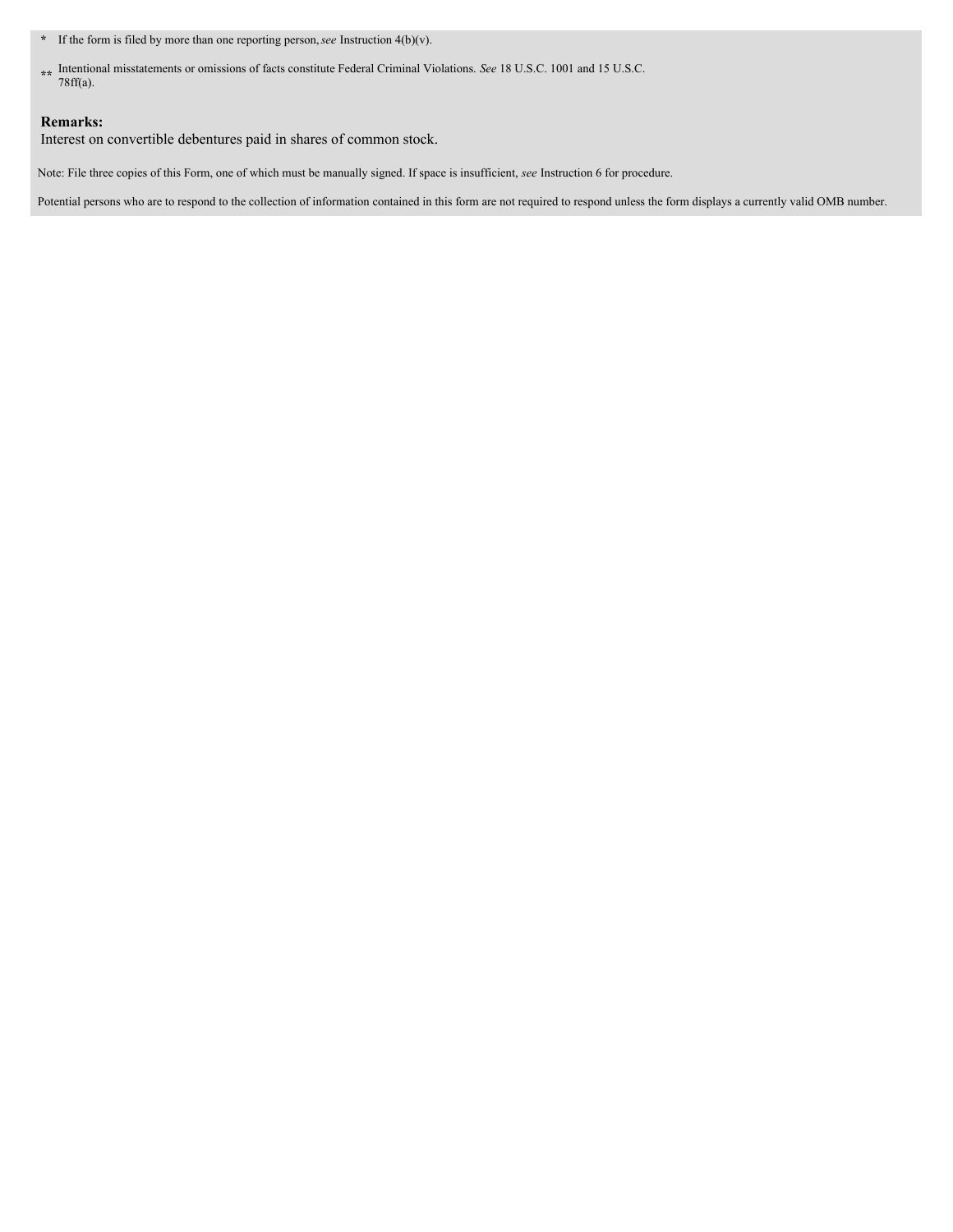* If the form is filed by more than one reporting person, *see* Instruction 4(b)(v).

** Intentional misstatements or omissions of facts constitute Federal Criminal Violations. *See* 18 U.S.C. 1001 and 15 U.S.C. 78ff(a).

**Remarks:**

Interest on convertible debentures paid in shares of common stock.

Note: File three copies of this Form, one of which must be manually signed. If space is insufficient, *see* Instruction 6 for procedure.

Potential persons who are to respond to the collection of information contained in this form are not required to respond unless the form displays a currently valid OMB number.